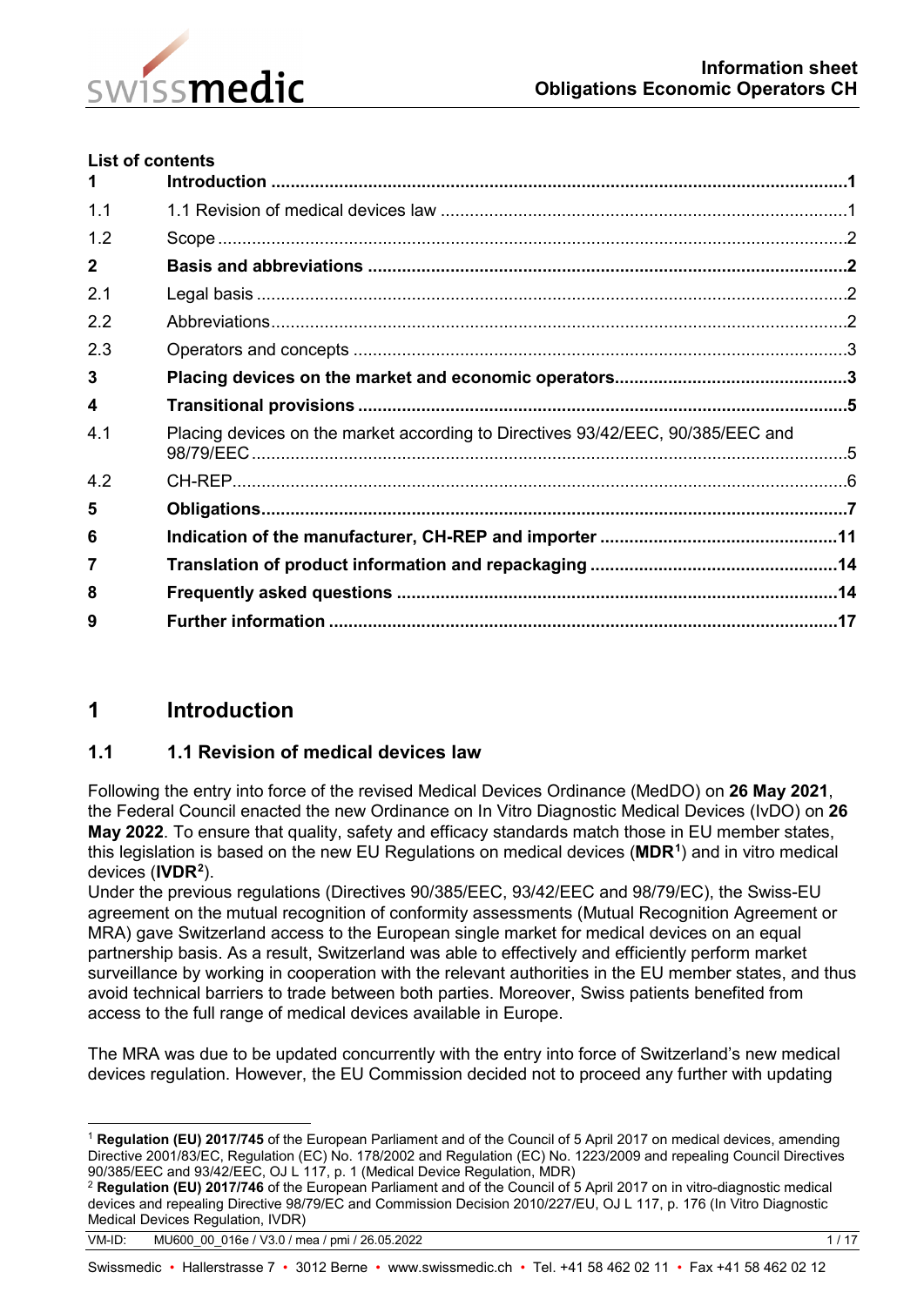**Information sheet**
**Obligations Economic Operators CH**

**List of contents**

| | | |
|---|---|---|
| **1** | **Introduction** | **1** |
| 1.1 | 1.1 Revision of medical devices law | 1 |
| 1.2 | Scope | 2 |
| **2** | **Basis and abbreviations** | **2** |
| 2.1 | Legal basis | 2 |
| 2.2 | Abbreviations | 2 |
| 2.3 | Operators and concepts | 3 |
| **3** | **Placing devices on the market and economic operators** | **3** |
| **4** | **Transitional provisions** | **5** |
| 4.1 | Placing devices on the market according to Directives 93/42/EEC, 90/385/EEC and 98/79/EEC | 5 |
| 4.2 | CH-REP | 6 |
| **5** | **Obligations** | **7** |
| **6** | **Indication of the manufacturer, CH-REP and importer** | **11** |
| **7** | **Translation of product information and repackaging** | **14** |
| **8** | **Frequently asked questions** | **14** |
| **9** | **Further information** | **17** |

# 1 Introduction

## 1.1 1.1 Revision of medical devices law

Following the entry into force of the revised Medical Devices Ordinance (MedDO) on **26 May 2021**, the Federal Council enacted the new Ordinance on In Vitro Diagnostic Medical Devices (IvDO) on **26 May 2022**. To ensure that quality, safety and efficacy standards match those in EU member states, this legislation is based on the new EU Regulations on medical devices (**MDR**[1]) and in vitro medical devices (**IVDR**[2]).

Under the previous regulations (Directives 90/385/EEC, 93/42/EEC and 98/79/EC), the Swiss-EU agreement on the mutual recognition of conformity assessments (Mutual Recognition Agreement or MRA) gave Switzerland access to the European single market for medical devices on an equal partnership basis. As a result, Switzerland was able to effectively and efficiently perform market surveillance by working in cooperation with the relevant authorities in the EU member states, and thus avoid technical barriers to trade between both parties. Moreover, Swiss patients benefited from access to the full range of medical devices available in Europe.

The MRA was due to be updated concurrently with the entry into force of Switzerland's new medical devices regulation. However, the EU Commission decided not to proceed any further with updating

---

[1] **Regulation (EU) 2017/745** of the European Parliament and of the Council of 5 April 2017 on medical devices, amending Directive 2001/83/EC, Regulation (EC) No. 178/2002 and Regulation (EC) No. 1223/2009 and repealing Council Directives 90/385/EEC and 93/42/EEC, OJ L 117, p. 1 (Medical Device Regulation, MDR)

[2] **Regulation (EU) 2017/746** of the European Parliament and of the Council of 5 April 2017 on in vitro-diagnostic medical devices and repealing Directive 98/79/EC and Commission Decision 2010/227/EU, OJ L 117, p. 176 (In Vitro Diagnostic Medical Devices Regulation, IVDR)

VM-ID: MU600_00_016e / V3.0 / mea / pmi / 26.05.2022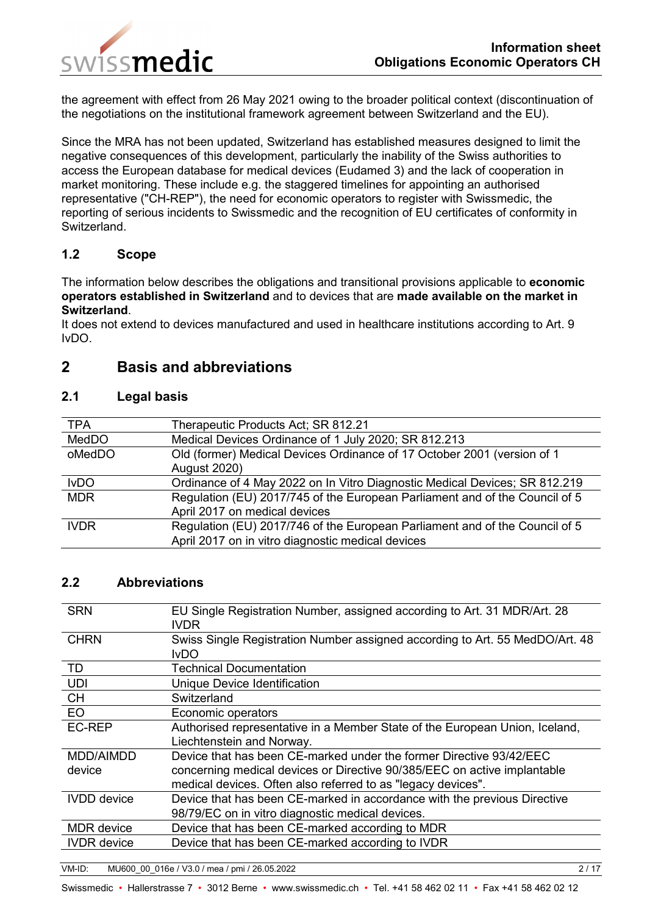the agreement with effect from 26 May 2021 owing to the broader political context (discontinuation of the negotiations on the institutional framework agreement between Switzerland and the EU).

Since the MRA has not been updated, Switzerland has established measures designed to limit the negative consequences of this development, particularly the inability of the Swiss authorities to access the European database for medical devices (Eudamed 3) and the lack of cooperation in market monitoring. These include e.g. the staggered timelines for appointing an authorised representative ("CH-REP"), the need for economic operators to register with Swissmedic, the reporting of serious incidents to Swissmedic and the recognition of EU certificates of conformity in Switzerland.

### 1.2 Scope

The information below describes the obligations and transitional provisions applicable to **economic operators established in Switzerland** and to devices that are **made available on the market in Switzerland**.
It does not extend to devices manufactured and used in healthcare institutions according to Art. 9 IvDO.

## 2 Basis and abbreviations

### 2.1 Legal basis

| | |
|---|---|
| TPA | Therapeutic Products Act; SR 812.21 |
| MedDO | Medical Devices Ordinance of 1 July 2020; SR 812.213 |
| oMedDO | Old (former) Medical Devices Ordinance of 17 October 2001 (version of 1 August 2020) |
| IvDO | Ordinance of 4 May 2022 on In Vitro Diagnostic Medical Devices; SR 812.219 |
| MDR | Regulation (EU) 2017/745 of the European Parliament and of the Council of 5 April 2017 on medical devices |
| IVDR | Regulation (EU) 2017/746 of the European Parliament and of the Council of 5 April 2017 on in vitro diagnostic medical devices |

### 2.2 Abbreviations

| | |
|---|---|
| SRN | EU Single Registration Number, assigned according to Art. 31 MDR/Art. 28 IVDR |
| CHRN | Swiss Single Registration Number assigned according to Art. 55 MedDO/Art. 48 IvDO |
| TD | Technical Documentation |
| UDI | Unique Device Identification |
| CH | Switzerland |
| EO | Economic operators |
| EC-REP | Authorised representative in a Member State of the European Union, Iceland, Liechtenstein and Norway. |
| MDD/AIMDD device | Device that has been CE-marked under the former Directive 93/42/EEC concerning medical devices or Directive 90/385/EEC on active implantable medical devices. Often also referred to as "legacy devices". |
| IVDD device | Device that has been CE-marked in accordance with the previous Directive 98/79/EC on in vitro diagnostic medical devices. |
| MDR device | Device that has been CE-marked according to MDR |
| IVDR device | Device that has been CE-marked according to IVDR |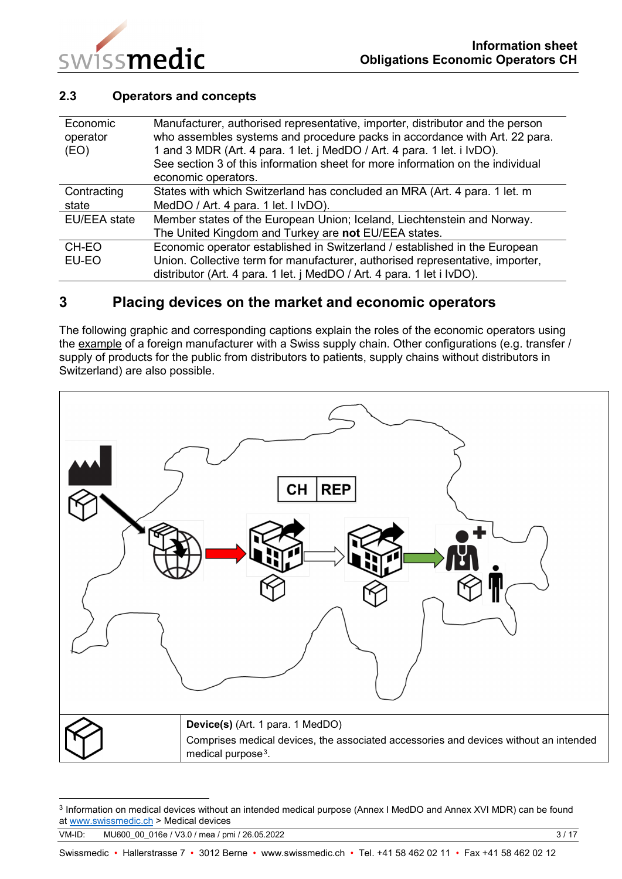### 2.3 Operators and concepts

| | |
|---|---|
| Economic operator (EO) | Manufacturer, authorised representative, importer, distributor and the person who assembles systems and procedure packs in accordance with Art. 22 para. 1 and 3 MDR (Art. 4 para. 1 let. j MedDO / Art. 4 para. 1 let. i IvDO). See section 3 of this information sheet for more information on the individual economic operators. |
| Contracting state | States with which Switzerland has concluded an MRA (Art. 4 para. 1 let. m MedDO / Art. 4 para. 1 let. l IvDO). |
| EU/EEA state | Member states of the European Union; Iceland, Liechtenstein and Norway. The United Kingdom and Turkey are **not** EU/EEA states. |
| CH-EO EU-EO | Economic operator established in Switzerland / established in the European Union. Collective term for manufacturer, authorised representative, importer, distributor (Art. 4 para. 1 let. j MedDO / Art. 4 para. 1 let i IvDO). |

## 3 Placing devices on the market and economic operators

The following graphic and corresponding captions explain the roles of the economic operators using the example of a foreign manufacturer with a Swiss supply chain. Other configurations (e.g. transfer / supply of products for the public from distributors to patients, supply chains without distributors in Switzerland) are also possible.

| | |
|---|---|
| | **Device(s)** (Art. 1 para. 1 MedDO) Comprises medical devices, the associated accessories and devices without an intended medical purpose[3]. |

[3] Information on medical devices without an intended medical purpose (Annex I MedDO and Annex XVI MDR) can be found at www.swissmedic.ch > Medical devices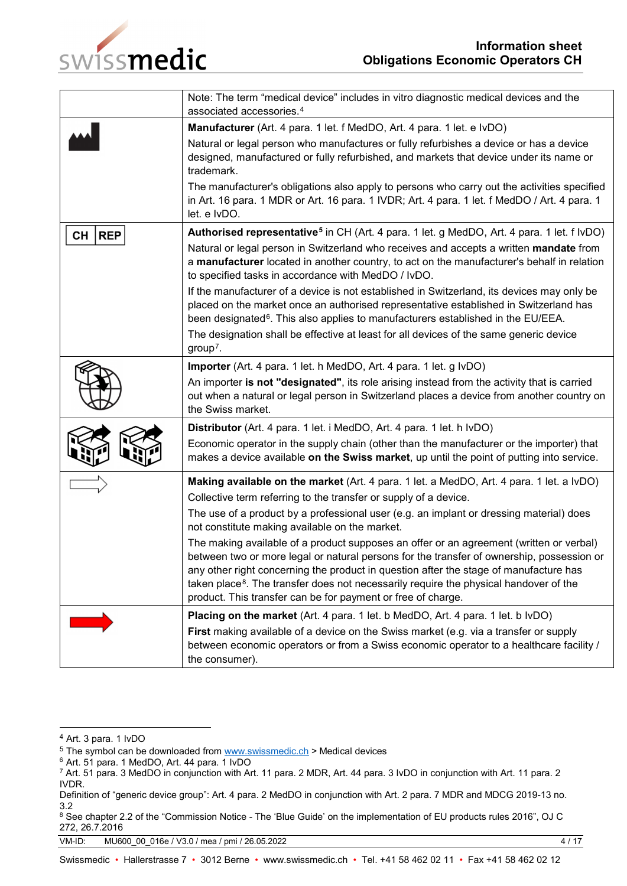| | |
|---|---|
| | Note: The term "medical device" includes in vitro diagnostic medical devices and the associated accessories.[4] |
| | **Manufacturer** (Art. 4 para. 1 let. f MedDO, Art. 4 para. 1 let. e IvDO)<br>Natural or legal person who manufactures or fully refurbishes a device or has a device designed, manufactured or fully refurbished, and markets that device under its name or trademark.<br>The manufacturer's obligations also apply to persons who carry out the activities specified in Art. 16 para. 1 MDR or Art. 16 para. 1 IVDR; Art. 4 para. 1 let. f MedDO / Art. 4 para. 1 let. e IvDO. |
| CH REP | **Authorised representative**[5] in CH (Art. 4 para. 1 let. g MedDO, Art. 4 para. 1 let. f IvDO)<br>Natural or legal person in Switzerland who receives and accepts a written **mandate** from a **manufacturer** located in another country, to act on the manufacturer's behalf in relation to specified tasks in accordance with MedDO / IvDO.<br>If the manufacturer of a device is not established in Switzerland, its devices may only be placed on the market once an authorised representative established in Switzerland has been designated[6]. This also applies to manufacturers established in the EU/EEA.<br>The designation shall be effective at least for all devices of the same generic device group[7]. |
| | **Importer** (Art. 4 para. 1 let. h MedDO, Art. 4 para. 1 let. g IvDO)<br>An importer **is not "designated"**, its role arising instead from the activity that is carried out when a natural or legal person in Switzerland places a device from another country on the Swiss market. |
| | **Distributor** (Art. 4 para. 1 let. i MedDO, Art. 4 para. 1 let. h IvDO)<br>Economic operator in the supply chain (other than the manufacturer or the importer) that makes a device available **on the Swiss market**, up until the point of putting into service. |
| | **Making available on the market** (Art. 4 para. 1 let. a MedDO, Art. 4 para. 1 let. a IvDO)<br>Collective term referring to the transfer or supply of a device.<br>The use of a product by a professional user (e.g. an implant or dressing material) does not constitute making available on the market.<br>The making available of a product supposes an offer or an agreement (written or verbal) between two or more legal or natural persons for the transfer of ownership, possession or any other right concerning the product in question after the stage of manufacture has taken place[8]. The transfer does not necessarily require the physical handover of the product. This transfer can be for payment or free of charge. |
| | **Placing on the market** (Art. 4 para. 1 let. b MedDO, Art. 4 para. 1 let. b IvDO)<br>**First** making available of a device on the Swiss market (e.g. via a transfer or supply between economic operators or from a Swiss economic operator to a healthcare facility / the consumer). |

[4] Art. 3 para. 1 IvDO

[5] The symbol can be downloaded from www.swissmedic.ch > Medical devices

[6] Art. 51 para. 1 MedDO, Art. 44 para. 1 IvDO

[7] Art. 51 para. 3 MedDO in conjunction with Art. 11 para. 2 MDR, Art. 44 para. 3 IvDO in conjunction with Art. 11 para. 2 IVDR.
Definition of "generic device group": Art. 4 para. 2 MedDO in conjunction with Art. 2 para. 7 MDR and MDCG 2019-13 no. 3.2

[8] See chapter 2.2 of the "Commission Notice - The 'Blue Guide' on the implementation of EU products rules 2016", OJ C 272, 26.7.2016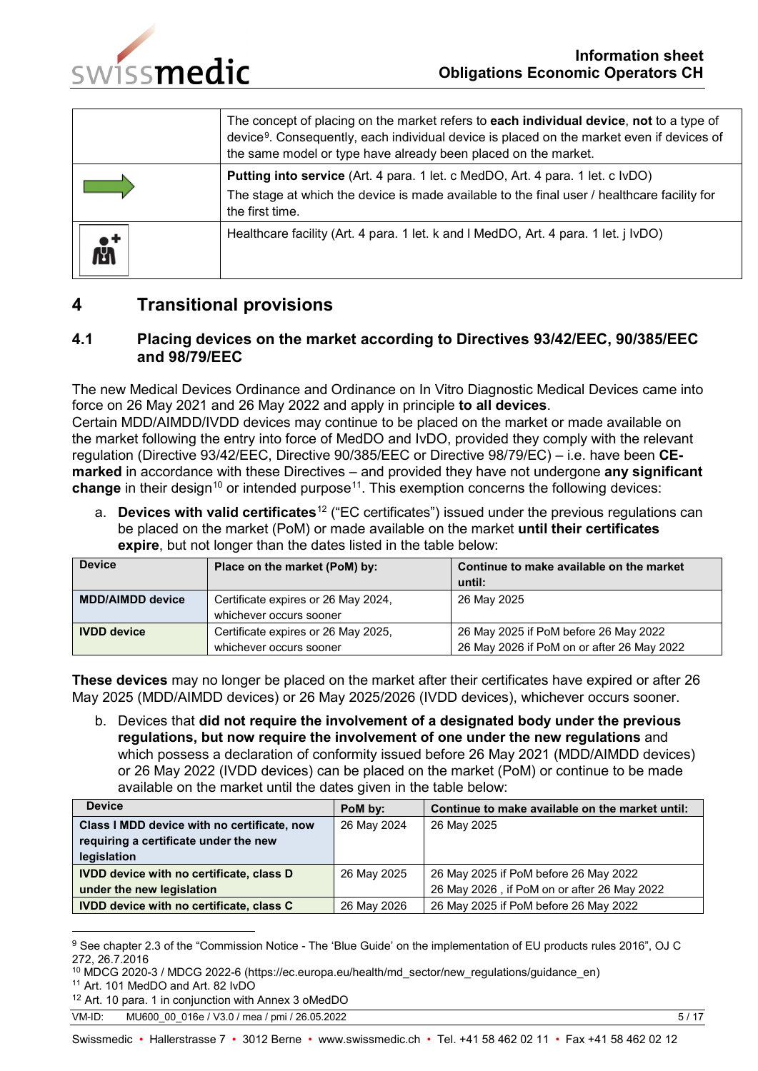|  |  |
|---|---|
|  | The concept of placing on the market refers to **each individual device**, **not** to a type of device[9]. Consequently, each individual device is placed on the market even if devices of the same model or type have already been placed on the market. |
|  | **Putting into service** (Art. 4 para. 1 let. c MedDO, Art. 4 para. 1 let. c IvDO)<br>The stage at which the device is made available to the final user / healthcare facility for the first time. |
|  | Healthcare facility (Art. 4 para. 1 let. k and l MedDO, Art. 4 para. 1 let. j IvDO) |

# 4 Transitional provisions

## 4.1 Placing devices on the market according to Directives 93/42/EEC, 90/385/EEC and 98/79/EEC

The new Medical Devices Ordinance and Ordinance on In Vitro Diagnostic Medical Devices came into force on 26 May 2021 and 26 May 2022 and apply in principle **to all devices**.
Certain MDD/AIMDD/IVDD devices may continue to be placed on the market or made available on the market following the entry into force of MedDO and IvDO, provided they comply with the relevant regulation (Directive 93/42/EEC, Directive 90/385/EEC or Directive 98/79/EC) – i.e. have been **CE-marked** in accordance with these Directives – and provided they have not undergone **any significant change** in their design[10] or intended purpose[11]. This exemption concerns the following devices:

a. **Devices with valid certificates**[12] ("EC certificates") issued under the previous regulations can be placed on the market (PoM) or made available on the market **until their certificates expire**, but not longer than the dates listed in the table below:

| Device | Place on the market (PoM) by: | Continue to make available on the market until: |
|---|---|---|
| **MDD/AIMDD device** | Certificate expires or 26 May 2024, whichever occurs sooner | 26 May 2025 |
| **IVDD device** | Certificate expires or 26 May 2025, whichever occurs sooner | 26 May 2025 if PoM before 26 May 2022<br>26 May 2026 if PoM on or after 26 May 2022 |

**These devices** may no longer be placed on the market after their certificates have expired or after 26 May 2025 (MDD/AIMDD devices) or 26 May 2025/2026 (IVDD devices), whichever occurs sooner.

b. Devices that **did not require the involvement of a designated body under the previous regulations, but now require the involvement of one under the new regulations** and which possess a declaration of conformity issued before 26 May 2021 (MDD/AIMDD devices) or 26 May 2022 (IVDD devices) can be placed on the market (PoM) or continue to be made available on the market until the dates given in the table below:

| Device | PoM by: | Continue to make available on the market until: |
|---|---|---|
| **Class I MDD device with no certificate, now requiring a certificate under the new legislation** | 26 May 2024 | 26 May 2025 |
| **IVDD device with no certificate, class D under the new legislation** | 26 May 2025 | 26 May 2025 if PoM before 26 May 2022<br>26 May 2026 , if PoM on or after 26 May 2022 |
| **IVDD device with no certificate, class C** | 26 May 2026 | 26 May 2025 if PoM before 26 May 2022 |

---

[9] See chapter 2.3 of the "Commission Notice - The 'Blue Guide' on the implementation of EU products rules 2016", OJ C 272, 26.7.2016

[10] MDCG 2020-3 / MDCG 2022-6 (https://ec.europa.eu/health/md_sector/new_regulations/guidance_en)

[11] Art. 101 MedDO and Art. 82 IvDO

[12] Art. 10 para. 1 in conjunction with Annex 3 oMedDO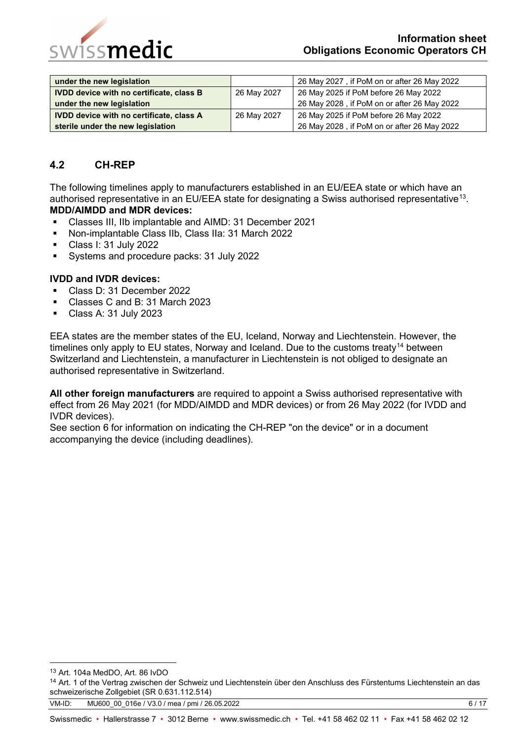| | | |
|---|---|---|
| **under the new legislation** | | 26 May 2027 , if PoM on or after 26 May 2022 |
| **IVDD device with no certificate, class B under the new legislation** | 26 May 2027 | 26 May 2025 if PoM before 26 May 2022<br>26 May 2028 , if PoM on or after 26 May 2022 |
| **IVDD device with no certificate, class A sterile under the new legislation** | 26 May 2027 | 26 May 2025 if PoM before 26 May 2022<br>26 May 2028 , if PoM on or after 26 May 2022 |

## 4.2 CH-REP

The following timelines apply to manufacturers established in an EU/EEA state or which have an authorised representative in an EU/EEA state for designating a Swiss authorised representative[13].

**MDD/AIMDD and MDR devices:**

- Classes III, IIb implantable and AIMD: 31 December 2021
- Non-implantable Class IIb, Class IIa: 31 March 2022
- Class I: 31 July 2022
- Systems and procedure packs: 31 July 2022

**IVDD and IVDR devices:**

- Class D: 31 December 2022
- Classes C and B: 31 March 2023
- Class A: 31 July 2023

EEA states are the member states of the EU, Iceland, Norway and Liechtenstein. However, the timelines only apply to EU states, Norway and Iceland. Due to the customs treaty[14] between Switzerland and Liechtenstein, a manufacturer in Liechtenstein is not obliged to designate an authorised representative in Switzerland.

**All other foreign manufacturers** are required to appoint a Swiss authorised representative with effect from 26 May 2021 (for MDD/AIMDD and MDR devices) or from 26 May 2022 (for IVDD and IVDR devices).

See section 6 for information on indicating the CH-REP "on the device" or in a document accompanying the device (including deadlines).

---

[13] Art. 104a MedDO, Art. 86 IvDO

[14] Art. 1 of the Vertrag zwischen der Schweiz und Liechtenstein über den Anschluss des Fürstentums Liechtenstein an das schweizerische Zollgebiet (SR 0.631.112.514)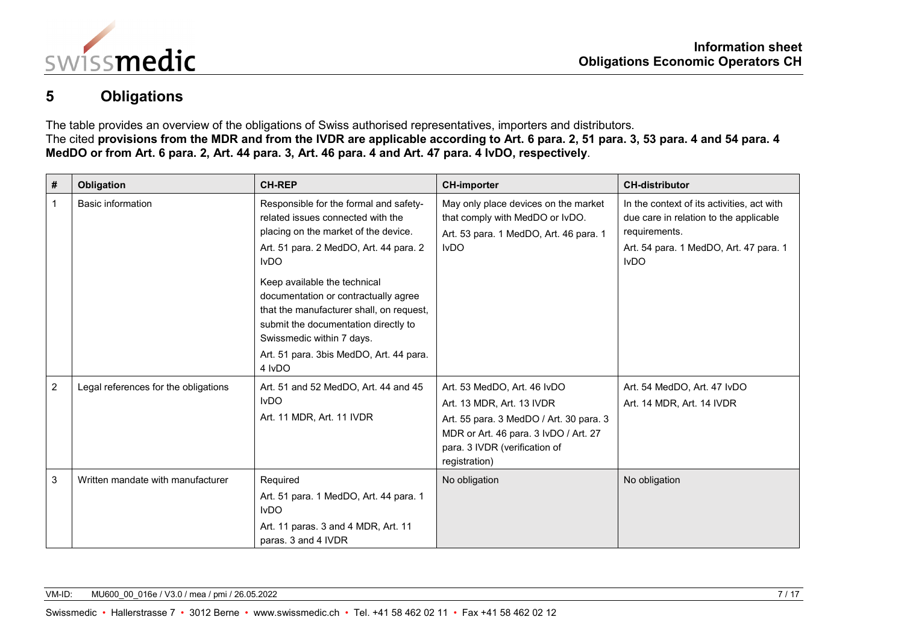# 5 Obligations

The table provides an overview of the obligations of Swiss authorised representatives, importers and distributors.
The cited **provisions from the MDR and from the IVDR are applicable according to Art. 6 para. 2, 51 para. 3, 53 para. 4 and 54 para. 4 MedDO or from Art. 6 para. 2, Art. 44 para. 3, Art. 46 para. 4 and Art. 47 para. 4 IvDO, respectively**.

| # | Obligation | CH-REP | CH-importer | CH-distributor |
|---|---|---|---|---|
| 1 | Basic information | Responsible for the formal and safety-related issues connected with the placing on the market of the device.<br>Art. 51 para. 2 MedDO, Art. 44 para. 2 IvDO<br><br>Keep available the technical documentation or contractually agree that the manufacturer shall, on request, submit the documentation directly to Swissmedic within 7 days.<br>Art. 51 para. 3bis MedDO, Art. 44 para. 4 IvDO | May only place devices on the market that comply with MedDO or IvDO.<br>Art. 53 para. 1 MedDO, Art. 46 para. 1 IvDO | In the context of its activities, act with due care in relation to the applicable requirements.<br>Art. 54 para. 1 MedDO, Art. 47 para. 1 IvDO |
| 2 | Legal references for the obligations | Art. 51 and 52 MedDO, Art. 44 and 45 IvDO<br>Art. 11 MDR, Art. 11 IVDR | Art. 53 MedDO, Art. 46 IvDO<br>Art. 13 MDR, Art. 13 IVDR<br>Art. 55 para. 3 MedDO / Art. 30 para. 3 MDR or Art. 46 para. 3 IvDO / Art. 27 para. 3 IVDR (verification of registration) | Art. 54 MedDO, Art. 47 IvDO<br>Art. 14 MDR, Art. 14 IVDR |
| 3 | Written mandate with manufacturer | Required<br>Art. 51 para. 1 MedDO, Art. 44 para. 1 IvDO<br>Art. 11 paras. 3 and 4 MDR, Art. 11 paras. 3 and 4 IVDR | No obligation | No obligation |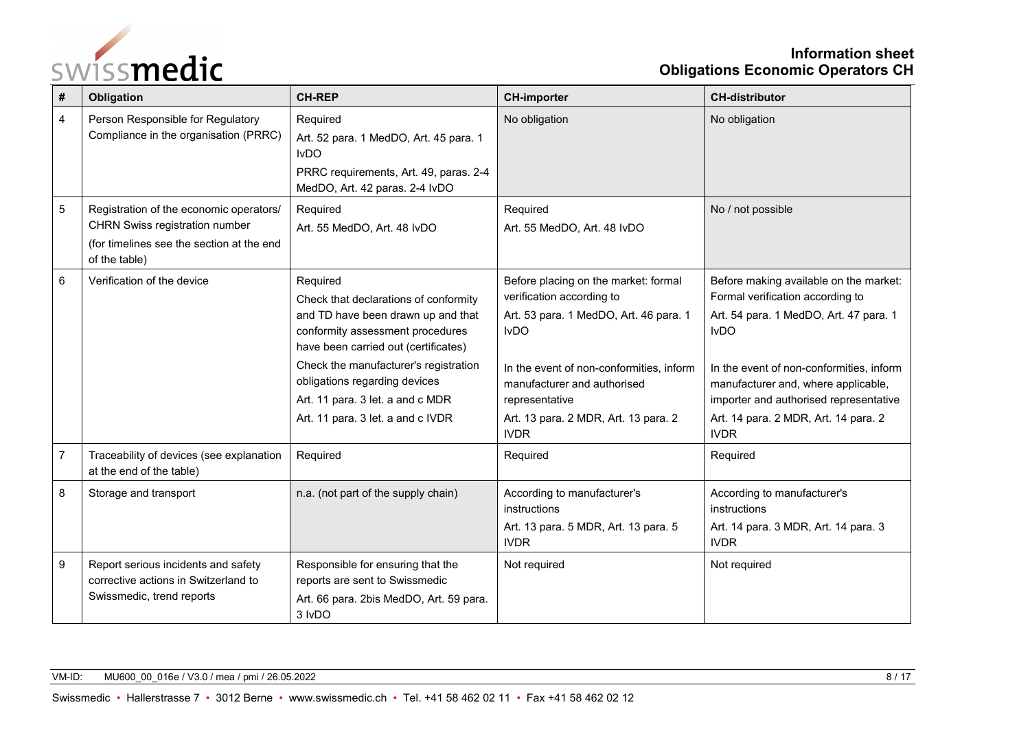| # | Obligation | CH-REP | CH-importer | CH-distributor |
|---|---|---|---|---|
| 4 | Person Responsible for Regulatory Compliance in the organisation (PRRC) | Required<br>Art. 52 para. 1 MedDO, Art. 45 para. 1 IvDO<br>PRRC requirements, Art. 49, paras. 2-4 MedDO, Art. 42 paras. 2-4 IvDO | No obligation | No obligation |
| 5 | Registration of the economic operators/ CHRN Swiss registration number<br>(for timelines see the section at the end of the table) | Required<br>Art. 55 MedDO, Art. 48 IvDO | Required<br>Art. 55 MedDO, Art. 48 IvDO | No / not possible |
| 6 | Verification of the device | Required<br>Check that declarations of conformity and TD have been drawn up and that conformity assessment procedures have been carried out (certificates)<br>Check the manufacturer's registration obligations regarding devices<br>Art. 11 para. 3 let. a and c MDR<br>Art. 11 para. 3 let. a and c IVDR | Before placing on the market: formal verification according to<br>Art. 53 para. 1 MedDO, Art. 46 para. 1 IvDO<br><br>In the event of non-conformities, inform manufacturer and authorised representative<br>Art. 13 para. 2 MDR, Art. 13 para. 2 IVDR | Before making available on the market: Formal verification according to<br>Art. 54 para. 1 MedDO, Art. 47 para. 1 IvDO<br><br>In the event of non-conformities, inform manufacturer and, where applicable, importer and authorised representative<br>Art. 14 para. 2 MDR, Art. 14 para. 2 IVDR |
| 7 | Traceability of devices (see explanation at the end of the table) | Required | Required | Required |
| 8 | Storage and transport | n.a. (not part of the supply chain) | According to manufacturer's instructions<br>Art. 13 para. 5 MDR, Art. 13 para. 5 IVDR | According to manufacturer's instructions<br>Art. 14 para. 3 MDR, Art. 14 para. 3 IVDR |
| 9 | Report serious incidents and safety corrective actions in Switzerland to Swissmedic, trend reports | Responsible for ensuring that the reports are sent to Swissmedic<br>Art. 66 para. 2bis MedDO, Art. 59 para. 3 IvDO | Not required | Not required |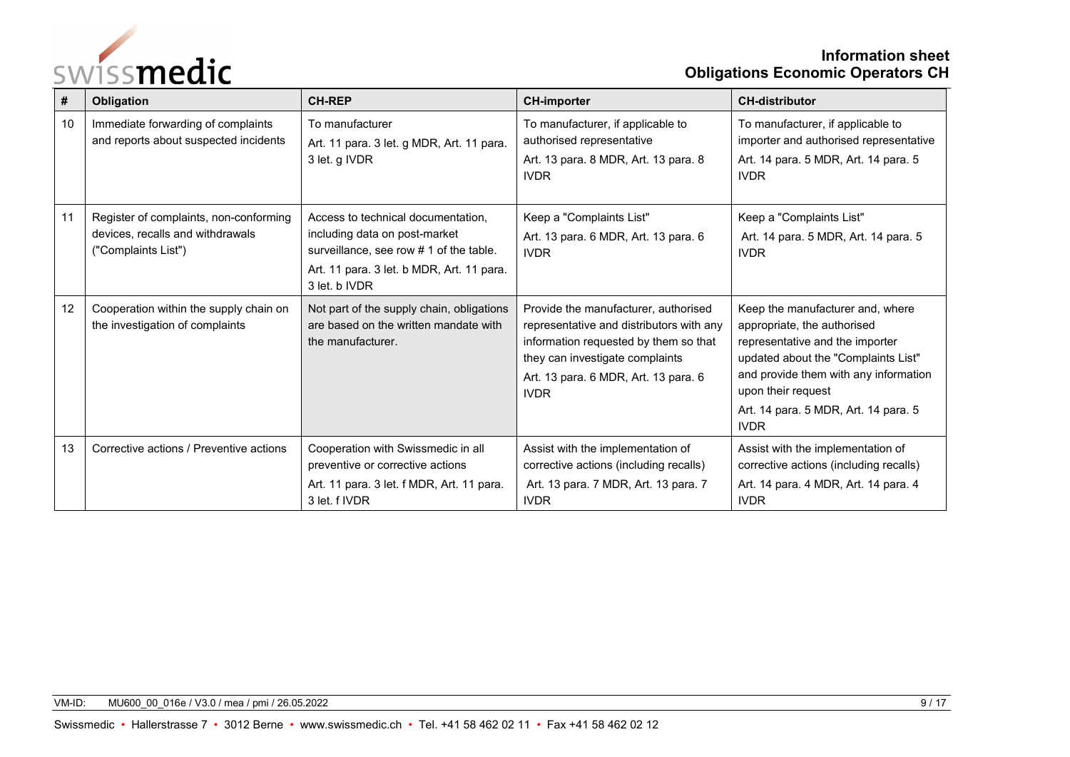| # | Obligation | CH-REP | CH-importer | CH-distributor |
|---|---|---|---|---|
| 10 | Immediate forwarding of complaints and reports about suspected incidents | To manufacturer<br>Art. 11 para. 3 let. g MDR, Art. 11 para. 3 let. g IVDR | To manufacturer, if applicable to authorised representative<br>Art. 13 para. 8 MDR, Art. 13 para. 8 IVDR | To manufacturer, if applicable to importer and authorised representative<br>Art. 14 para. 5 MDR, Art. 14 para. 5 IVDR |
| 11 | Register of complaints, non-conforming devices, recalls and withdrawals ("Complaints List") | Access to technical documentation, including data on post-market surveillance, see row # 1 of the table.<br>Art. 11 para. 3 let. b MDR, Art. 11 para. 3 let. b IVDR | Keep a "Complaints List"<br>Art. 13 para. 6 MDR, Art. 13 para. 6 IVDR | Keep a "Complaints List"<br>Art. 14 para. 5 MDR, Art. 14 para. 5 IVDR |
| 12 | Cooperation within the supply chain on the investigation of complaints | Not part of the supply chain, obligations are based on the written mandate with the manufacturer. | Provide the manufacturer, authorised representative and distributors with any information requested by them so that they can investigate complaints<br>Art. 13 para. 6 MDR, Art. 13 para. 6 IVDR | Keep the manufacturer and, where appropriate, the authorised representative and the importer updated about the "Complaints List" and provide them with any information upon their request<br>Art. 14 para. 5 MDR, Art. 14 para. 5 IVDR |
| 13 | Corrective actions / Preventive actions | Cooperation with Swissmedic in all preventive or corrective actions<br>Art. 11 para. 3 let. f MDR, Art. 11 para. 3 let. f IVDR | Assist with the implementation of corrective actions (including recalls)<br>Art. 13 para. 7 MDR, Art. 13 para. 7 IVDR | Assist with the implementation of corrective actions (including recalls)<br>Art. 14 para. 4 MDR, Art. 14 para. 4 IVDR |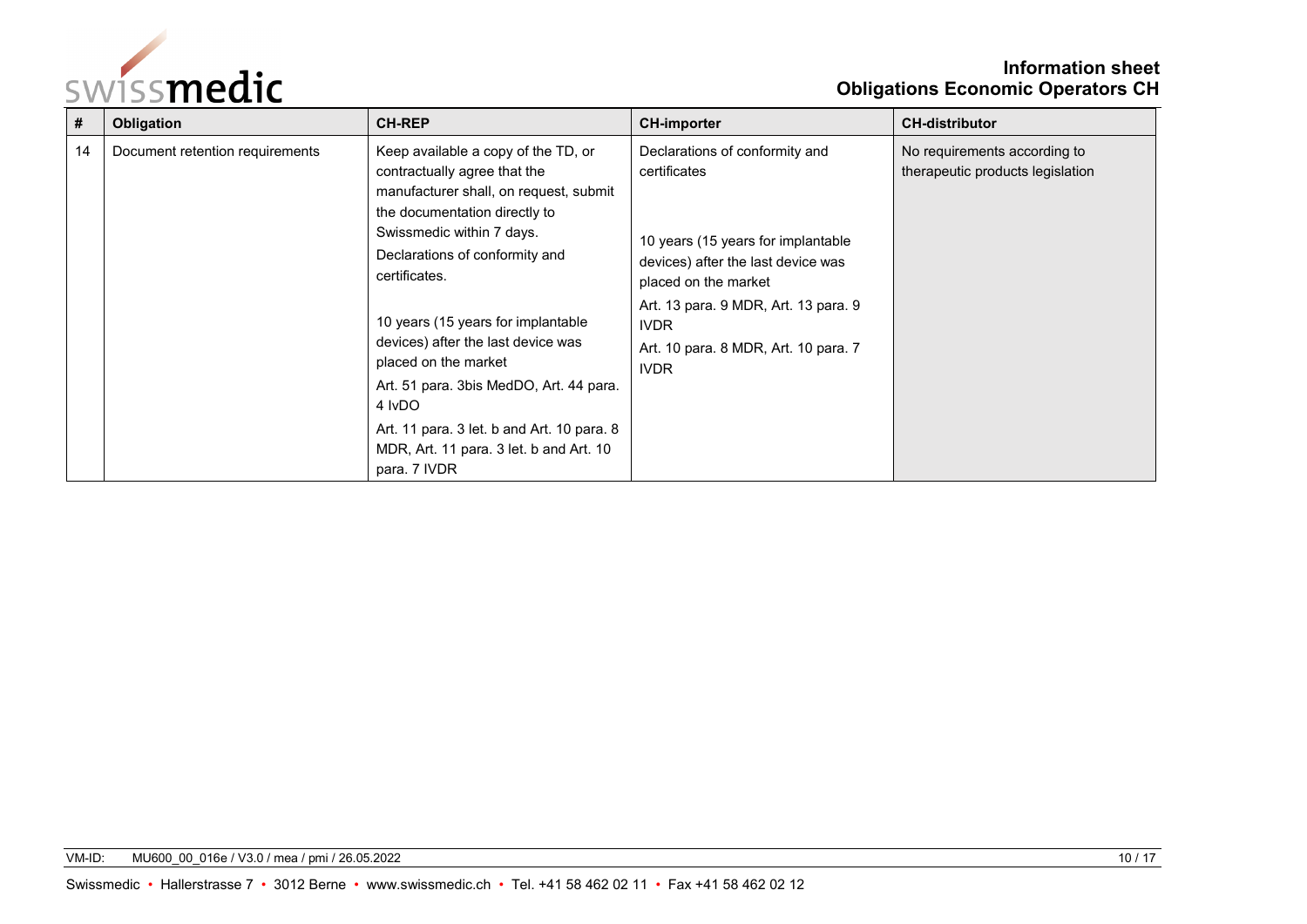| # | Obligation | CH-REP | CH-importer | CH-distributor |
|---|---|---|---|---|
| 14 | Document retention requirements | Keep available a copy of the TD, or contractually agree that the manufacturer shall, on request, submit the documentation directly to Swissmedic within 7 days.<br>Declarations of conformity and certificates.<br><br>10 years (15 years for implantable devices) after the last device was placed on the market<br>Art. 51 para. 3bis MedDO, Art. 44 para. 4 IvDO<br>Art. 11 para. 3 let. b and Art. 10 para. 8 MDR, Art. 11 para. 3 let. b and Art. 10 para. 7 IVDR | Declarations of conformity and certificates<br><br>10 years (15 years for implantable devices) after the last device was placed on the market<br>Art. 13 para. 9 MDR, Art. 13 para. 9 IVDR<br>Art. 10 para. 8 MDR, Art. 10 para. 7 IVDR | No requirements according to therapeutic products legislation |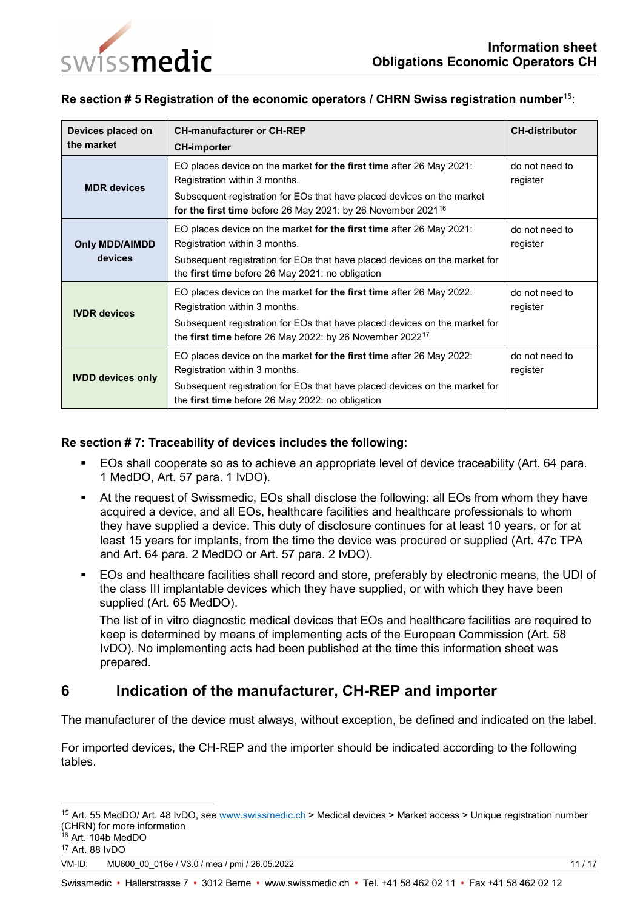**Re section # 5 Registration of the economic operators / CHRN Swiss registration number[15]:**

| Devices placed on the market | CH-manufacturer or CH-REP<br>CH-importer | CH-distributor |
|---|---|---|
| **MDR devices** | EO places device on the market **for the first time** after 26 May 2021: Registration within 3 months.<br>Subsequent registration for EOs that have placed devices on the market **for the first time** before 26 May 2021: by 26 November 2021[16] | do not need to register |
| **Only MDD/AIMDD devices** | EO places device on the market **for the first time** after 26 May 2021: Registration within 3 months.<br>Subsequent registration for EOs that have placed devices on the market for the **first time** before 26 May 2021: no obligation | do not need to register |
| **IVDR devices** | EO places device on the market **for the first time** after 26 May 2022: Registration within 3 months.<br>Subsequent registration for EOs that have placed devices on the market for the **first time** before 26 May 2022: by 26 November 2022[17] | do not need to register |
| **IVDD devices only** | EO places device on the market **for the first time** after 26 May 2022: Registration within 3 months.<br>Subsequent registration for EOs that have placed devices on the market for the **first time** before 26 May 2022: no obligation | do not need to register |

**Re section # 7: Traceability of devices includes the following:**

- EOs shall cooperate so as to achieve an appropriate level of device traceability (Art. 64 para. 1 MedDO, Art. 57 para. 1 IvDO).
- At the request of Swissmedic, EOs shall disclose the following: all EOs from whom they have acquired a device, and all EOs, healthcare facilities and healthcare professionals to whom they have supplied a device. This duty of disclosure continues for at least 10 years, or for at least 15 years for implants, from the time the device was procured or supplied (Art. 47c TPA and Art. 64 para. 2 MedDO or Art. 57 para. 2 IvDO).
- EOs and healthcare facilities shall record and store, preferably by electronic means, the UDI of the class III implantable devices which they have supplied, or with which they have been supplied (Art. 65 MedDO).

  The list of in vitro diagnostic medical devices that EOs and healthcare facilities are required to keep is determined by means of implementing acts of the European Commission (Art. 58 IvDO). No implementing acts had been published at the time this information sheet was prepared.

## 6 Indication of the manufacturer, CH-REP and importer

The manufacturer of the device must always, without exception, be defined and indicated on the label.

For imported devices, the CH-REP and the importer should be indicated according to the following tables.

[15] Art. 55 MedDO/ Art. 48 IvDO, see www.swissmedic.ch > Medical devices > Market access > Unique registration number (CHRN) for more information

[16] Art. 104b MedDO

[17] Art. 88 IvDO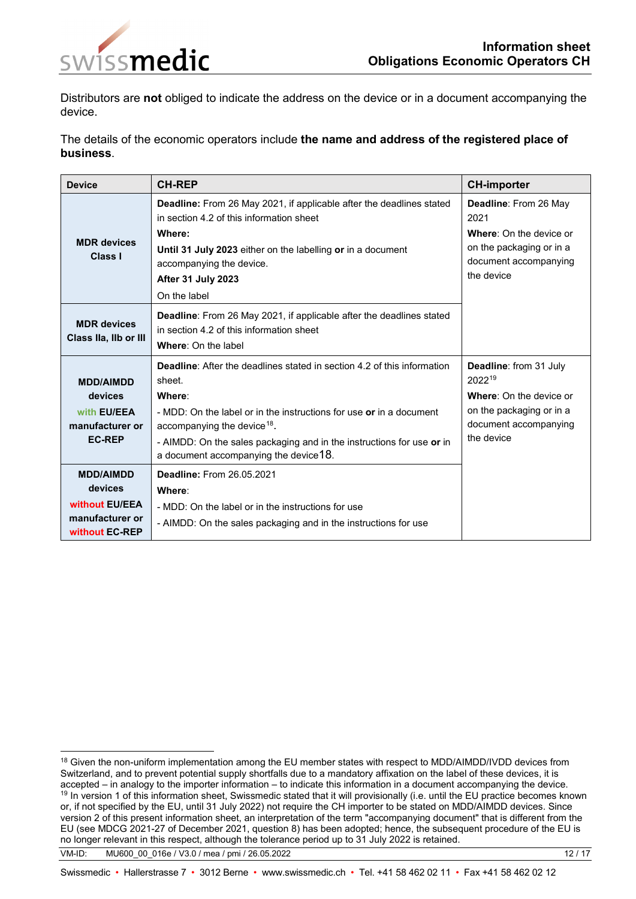Distributors are **not** obliged to indicate the address on the device or in a document accompanying the device.

The details of the economic operators include **the name and address of the registered place of business**.

| Device | CH-REP | CH-importer |
|---|---|---|
| **MDR devices Class I** | **Deadline:** From 26 May 2021, if applicable after the deadlines stated in section 4.2 of this information sheet<br>**Where:**<br>**Until 31 July 2023** either on the labelling **or** in a document accompanying the device.<br>**After 31 July 2023**<br>On the label | **Deadline**: From 26 May 2021<br>**Where**: On the device or on the packaging or in a document accompanying the device |
| **MDR devices Class IIa, IIb or III** | **Deadline**: From 26 May 2021, if applicable after the deadlines stated in section 4.2 of this information sheet<br>**Where**: On the label | |
| **MDD/AIMDD devices with EU/EEA manufacturer or EC-REP** | **Deadline**: After the deadlines stated in section 4.2 of this information sheet.<br>**Where**:<br>- MDD: On the label or in the instructions for use **or** in a document accompanying the device[18].<br>- AIMDD: On the sales packaging and in the instructions for use **or** in a document accompanying the device18. | **Deadline**: from 31 July 2022[19]<br>**Where**: On the device or on the packaging or in a document accompanying the device |
| **MDD/AIMDD devices without EU/EEA manufacturer or without EC-REP** | **Deadline:** From 26.05.2021<br>**Where**:<br>- MDD: On the label or in the instructions for use<br>- AIMDD: On the sales packaging and in the instructions for use | |

[18] Given the non-uniform implementation among the EU member states with respect to MDD/AIMDD/IVDD devices from Switzerland, and to prevent potential supply shortfalls due to a mandatory affixation on the label of these devices, it is accepted – in analogy to the importer information – to indicate this information in a document accompanying the device.

[19] In version 1 of this information sheet, Swissmedic stated that it will provisionally (i.e. until the EU practice becomes known or, if not specified by the EU, until 31 July 2022) not require the CH importer to be stated on MDD/AIMDD devices. Since version 2 of this present information sheet, an interpretation of the term "accompanying document" that is different from the EU (see MDCG 2021-27 of December 2021, question 8) has been adopted; hence, the subsequent procedure of the EU is no longer relevant in this respect, although the tolerance period up to 31 July 2022 is retained.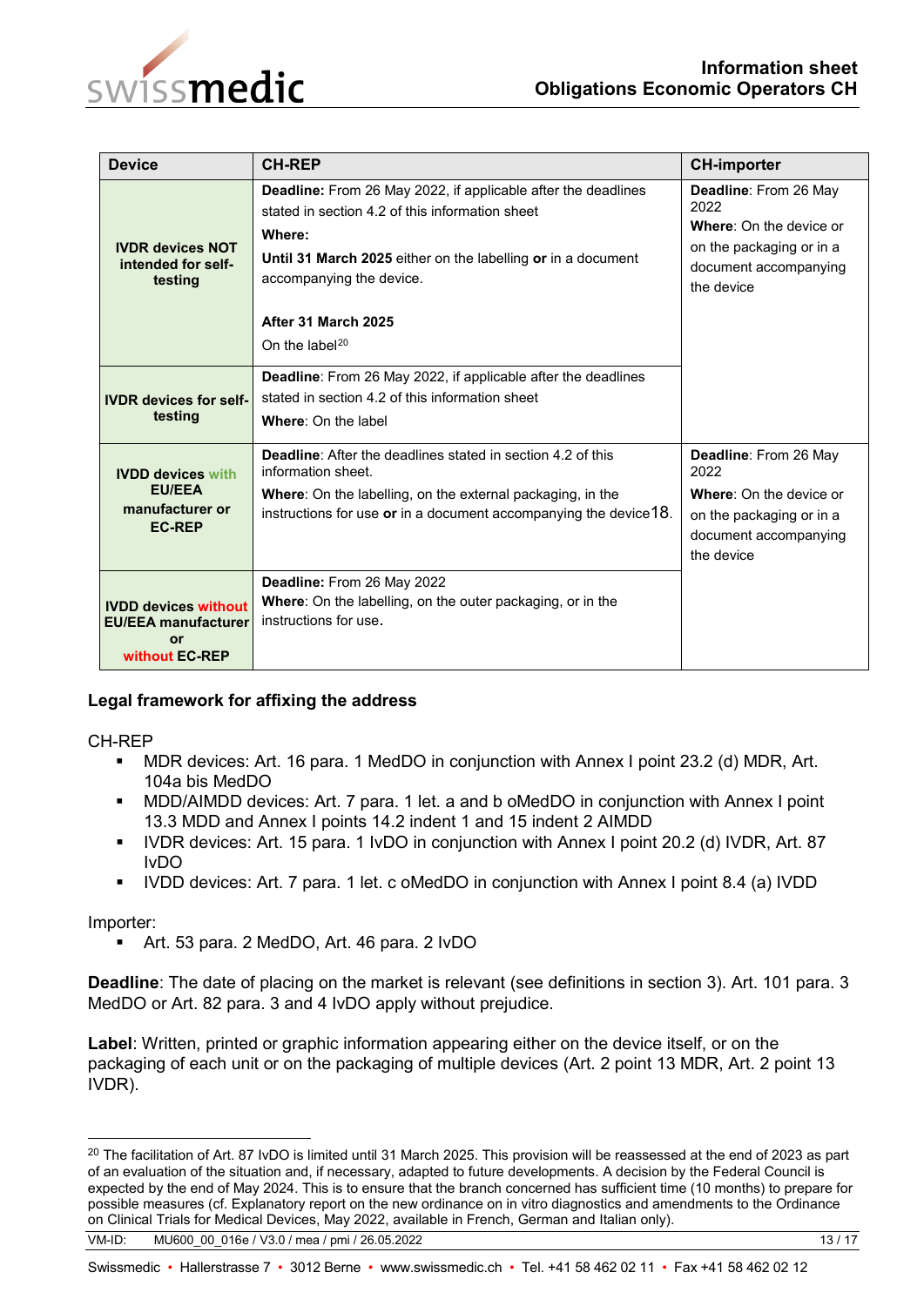| Device | CH-REP | CH-importer |
|---|---|---|
| **IVDR devices NOT intended for self-testing** | **Deadline:** From 26 May 2022, if applicable after the deadlines stated in section 4.2 of this information sheet<br>**Where:**<br>**Until 31 March 2025** either on the labelling **or** in a document accompanying the device.<br><br>**After 31 March 2025**<br>On the label[20] | **Deadline**: From 26 May 2022<br>**Where**: On the device or on the packaging or in a document accompanying the device |
| **IVDR devices for self-testing** | **Deadline**: From 26 May 2022, if applicable after the deadlines stated in section 4.2 of this information sheet<br>**Where**: On the label | |
| **IVDD devices with EU/EEA manufacturer or EC-REP** | **Deadline**: After the deadlines stated in section 4.2 of this information sheet.<br>**Where**: On the labelling, on the external packaging, in the instructions for use **or** in a document accompanying the device18. | **Deadline**: From 26 May 2022<br>**Where**: On the device or on the packaging or in a document accompanying the device |
| **IVDD devices without EU/EEA manufacturer or without EC-REP** | **Deadline:** From 26 May 2022<br>**Where**: On the labelling, on the outer packaging, or in the instructions for use. | |

**Legal framework for affixing the address**

CH-REP
- MDR devices: Art. 16 para. 1 MedDO in conjunction with Annex I point 23.2 (d) MDR, Art. 104a bis MedDO
- MDD/AIMDD devices: Art. 7 para. 1 let. a and b oMedDO in conjunction with Annex I point 13.3 MDD and Annex I points 14.2 indent 1 and 15 indent 2 AIMDD
- IVDR devices: Art. 15 para. 1 IvDO in conjunction with Annex I point 20.2 (d) IVDR, Art. 87 IvDO
- IVDD devices: Art. 7 para. 1 let. c oMedDO in conjunction with Annex I point 8.4 (a) IVDD

Importer:
- Art. 53 para. 2 MedDO, Art. 46 para. 2 IvDO

**Deadline**: The date of placing on the market is relevant (see definitions in section 3). Art. 101 para. 3 MedDO or Art. 82 para. 3 and 4 IvDO apply without prejudice.

**Label**: Written, printed or graphic information appearing either on the device itself, or on the packaging of each unit or on the packaging of multiple devices (Art. 2 point 13 MDR, Art. 2 point 13 IVDR).

[20] The facilitation of Art. 87 IvDO is limited until 31 March 2025. This provision will be reassessed at the end of 2023 as part of an evaluation of the situation and, if necessary, adapted to future developments. A decision by the Federal Council is expected by the end of May 2024. This is to ensure that the branch concerned has sufficient time (10 months) to prepare for possible measures (cf. Explanatory report on the new ordinance on in vitro diagnostics and amendments to the Ordinance on Clinical Trials for Medical Devices, May 2022, available in French, German and Italian only).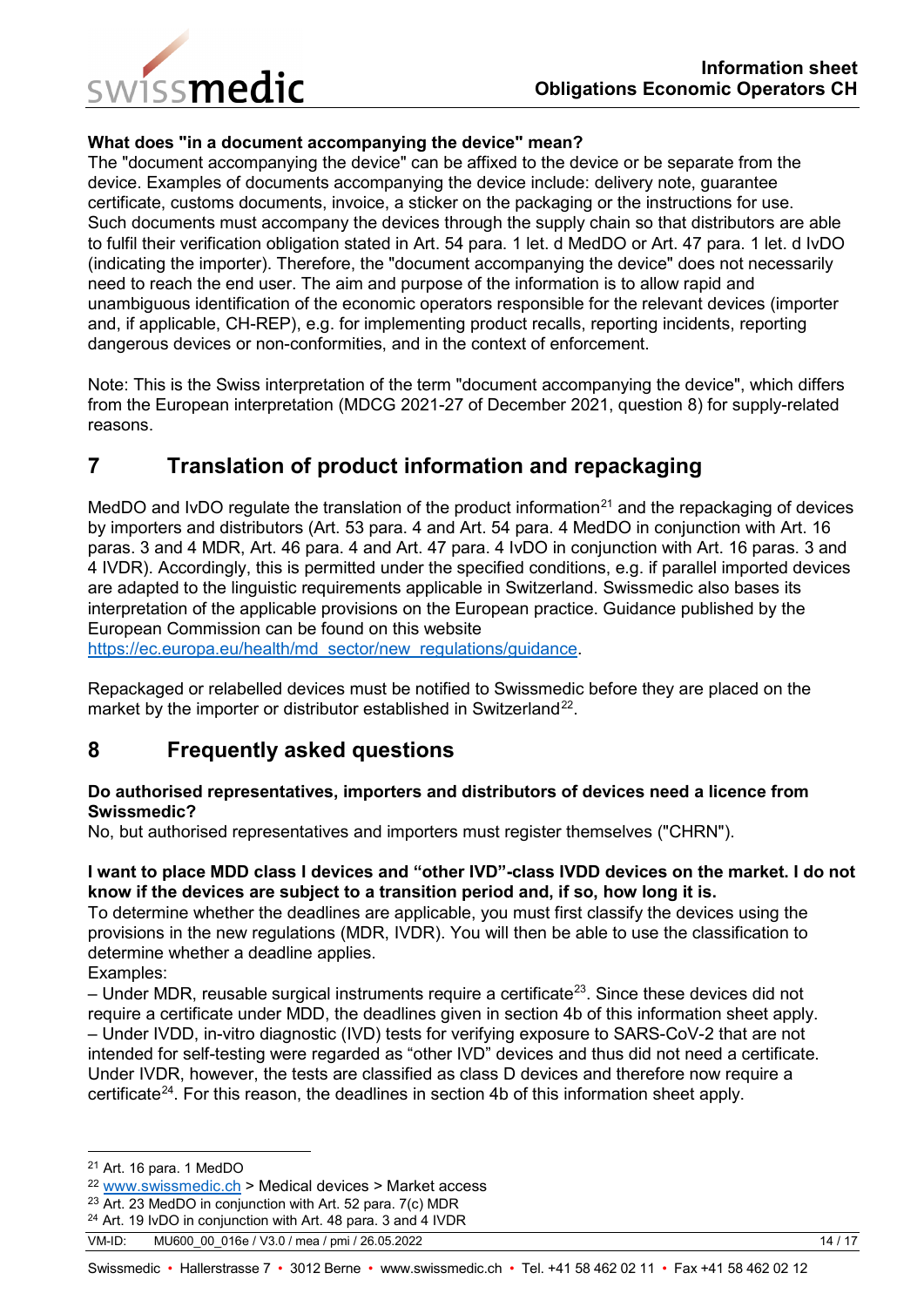**What does "in a document accompanying the device" mean?**

The "document accompanying the device" can be affixed to the device or be separate from the device. Examples of documents accompanying the device include: delivery note, guarantee certificate, customs documents, invoice, a sticker on the packaging or the instructions for use. Such documents must accompany the devices through the supply chain so that distributors are able to fulfil their verification obligation stated in Art. 54 para. 1 let. d MedDO or Art. 47 para. 1 let. d IvDO (indicating the importer). Therefore, the "document accompanying the device" does not necessarily need to reach the end user. The aim and purpose of the information is to allow rapid and unambiguous identification of the economic operators responsible for the relevant devices (importer and, if applicable, CH-REP), e.g. for implementing product recalls, reporting incidents, reporting dangerous devices or non-conformities, and in the context of enforcement.

Note: This is the Swiss interpretation of the term "document accompanying the device", which differs from the European interpretation (MDCG 2021-27 of December 2021, question 8) for supply-related reasons.

## 7 Translation of product information and repackaging

MedDO and IvDO regulate the translation of the product information[21] and the repackaging of devices by importers and distributors (Art. 53 para. 4 and Art. 54 para. 4 MedDO in conjunction with Art. 16 paras. 3 and 4 MDR, Art. 46 para. 4 and Art. 47 para. 4 IvDO in conjunction with Art. 16 paras. 3 and 4 IVDR). Accordingly, this is permitted under the specified conditions, e.g. if parallel imported devices are adapted to the linguistic requirements applicable in Switzerland. Swissmedic also bases its interpretation of the applicable provisions on the European practice. Guidance published by the European Commission can be found on this website https://ec.europa.eu/health/md_sector/new_regulations/guidance.

Repackaged or relabelled devices must be notified to Swissmedic before they are placed on the market by the importer or distributor established in Switzerland[22].

## 8 Frequently asked questions

**Do authorised representatives, importers and distributors of devices need a licence from Swissmedic?**

No, but authorised representatives and importers must register themselves ("CHRN").

**I want to place MDD class I devices and "other IVD"-class IVDD devices on the market. I do not know if the devices are subject to a transition period and, if so, how long it is.**

To determine whether the deadlines are applicable, you must first classify the devices using the provisions in the new regulations (MDR, IVDR). You will then be able to use the classification to determine whether a deadline applies.

Examples:

– Under MDR, reusable surgical instruments require a certificate[23]. Since these devices did not require a certificate under MDD, the deadlines given in section 4b of this information sheet apply.

– Under IVDD, in-vitro diagnostic (IVD) tests for verifying exposure to SARS-CoV-2 that are not intended for self-testing were regarded as "other IVD" devices and thus did not need a certificate. Under IVDR, however, the tests are classified as class D devices and therefore now require a certificate[24]. For this reason, the deadlines in section 4b of this information sheet apply.

---

[21] Art. 16 para. 1 MedDO

[22] www.swissmedic.ch > Medical devices > Market access

[23] Art. 23 MedDO in conjunction with Art. 52 para. 7(c) MDR

[24] Art. 19 IvDO in conjunction with Art. 48 para. 3 and 4 IVDR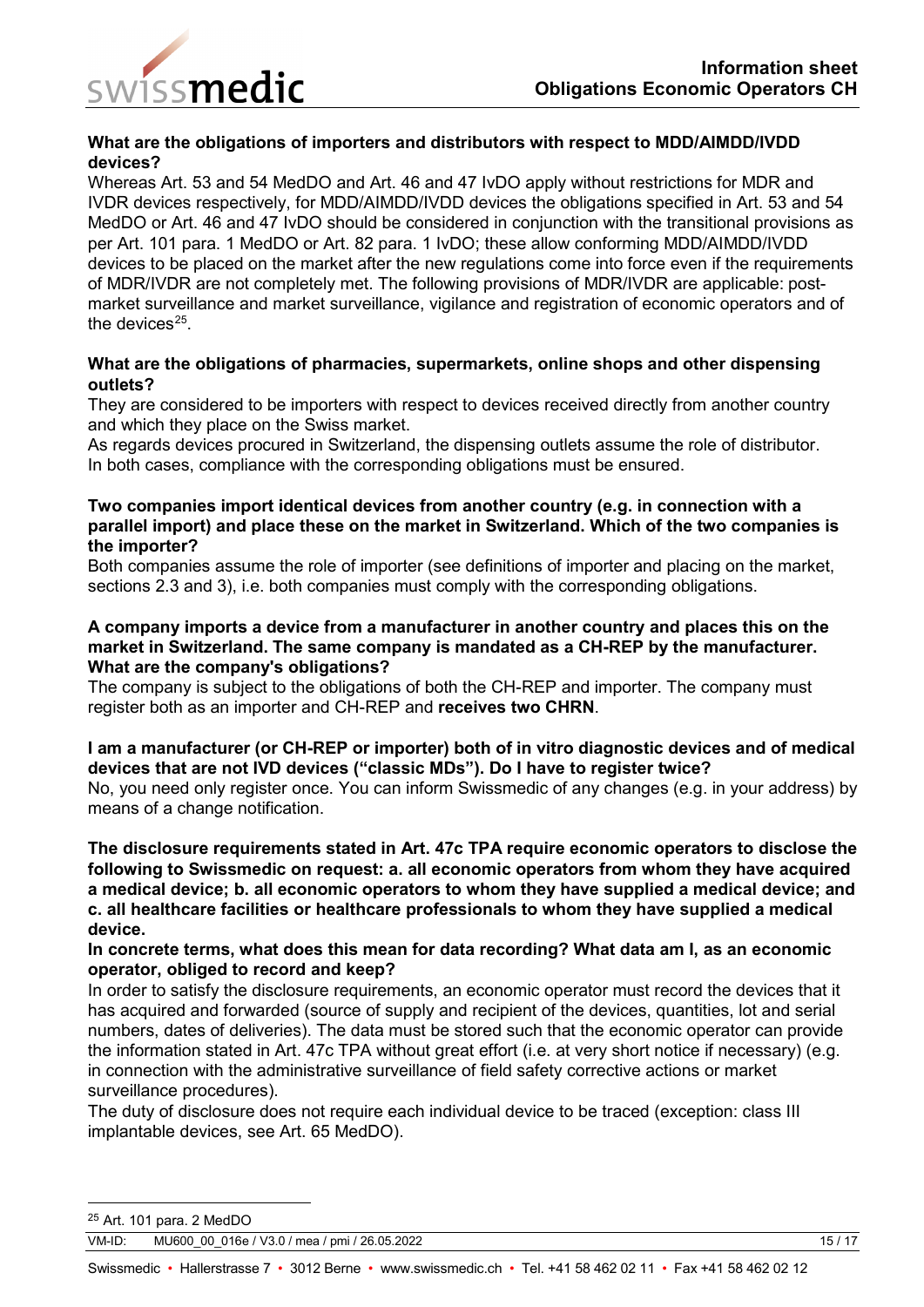**What are the obligations of importers and distributors with respect to MDD/AIMDD/IVDD devices?**

Whereas Art. 53 and 54 MedDO and Art. 46 and 47 IvDO apply without restrictions for MDR and IVDR devices respectively, for MDD/AIMDD/IVDD devices the obligations specified in Art. 53 and 54 MedDO or Art. 46 and 47 IvDO should be considered in conjunction with the transitional provisions as per Art. 101 para. 1 MedDO or Art. 82 para. 1 IvDO; these allow conforming MDD/AIMDD/IVDD devices to be placed on the market after the new regulations come into force even if the requirements of MDR/IVDR are not completely met. The following provisions of MDR/IVDR are applicable: post-market surveillance and market surveillance, vigilance and registration of economic operators and of the devices[25].

**What are the obligations of pharmacies, supermarkets, online shops and other dispensing outlets?**

They are considered to be importers with respect to devices received directly from another country and which they place on the Swiss market.

As regards devices procured in Switzerland, the dispensing outlets assume the role of distributor.

In both cases, compliance with the corresponding obligations must be ensured.

**Two companies import identical devices from another country (e.g. in connection with a parallel import) and place these on the market in Switzerland. Which of the two companies is the importer?**

Both companies assume the role of importer (see definitions of importer and placing on the market, sections 2.3 and 3), i.e. both companies must comply with the corresponding obligations.

**A company imports a device from a manufacturer in another country and places this on the market in Switzerland. The same company is mandated as a CH-REP by the manufacturer. What are the company's obligations?**

The company is subject to the obligations of both the CH-REP and importer. The company must register both as an importer and CH-REP and **receives two CHRN**.

**I am a manufacturer (or CH-REP or importer) both of in vitro diagnostic devices and of medical devices that are not IVD devices ("classic MDs"). Do I have to register twice?**

No, you need only register once. You can inform Swissmedic of any changes (e.g. in your address) by means of a change notification.

**The disclosure requirements stated in Art. 47c TPA require economic operators to disclose the following to Swissmedic on request: a. all economic operators from whom they have acquired a medical device; b. all economic operators to whom they have supplied a medical device; and c. all healthcare facilities or healthcare professionals to whom they have supplied a medical device.**

**In concrete terms, what does this mean for data recording? What data am I, as an economic operator, obliged to record and keep?**

In order to satisfy the disclosure requirements, an economic operator must record the devices that it has acquired and forwarded (source of supply and recipient of the devices, quantities, lot and serial numbers, dates of deliveries). The data must be stored such that the economic operator can provide the information stated in Art. 47c TPA without great effort (i.e. at very short notice if necessary) (e.g. in connection with the administrative surveillance of field safety corrective actions or market surveillance procedures).

The duty of disclosure does not require each individual device to be traced (exception: class III implantable devices, see Art. 65 MedDO).

[25] Art. 101 para. 2 MedDO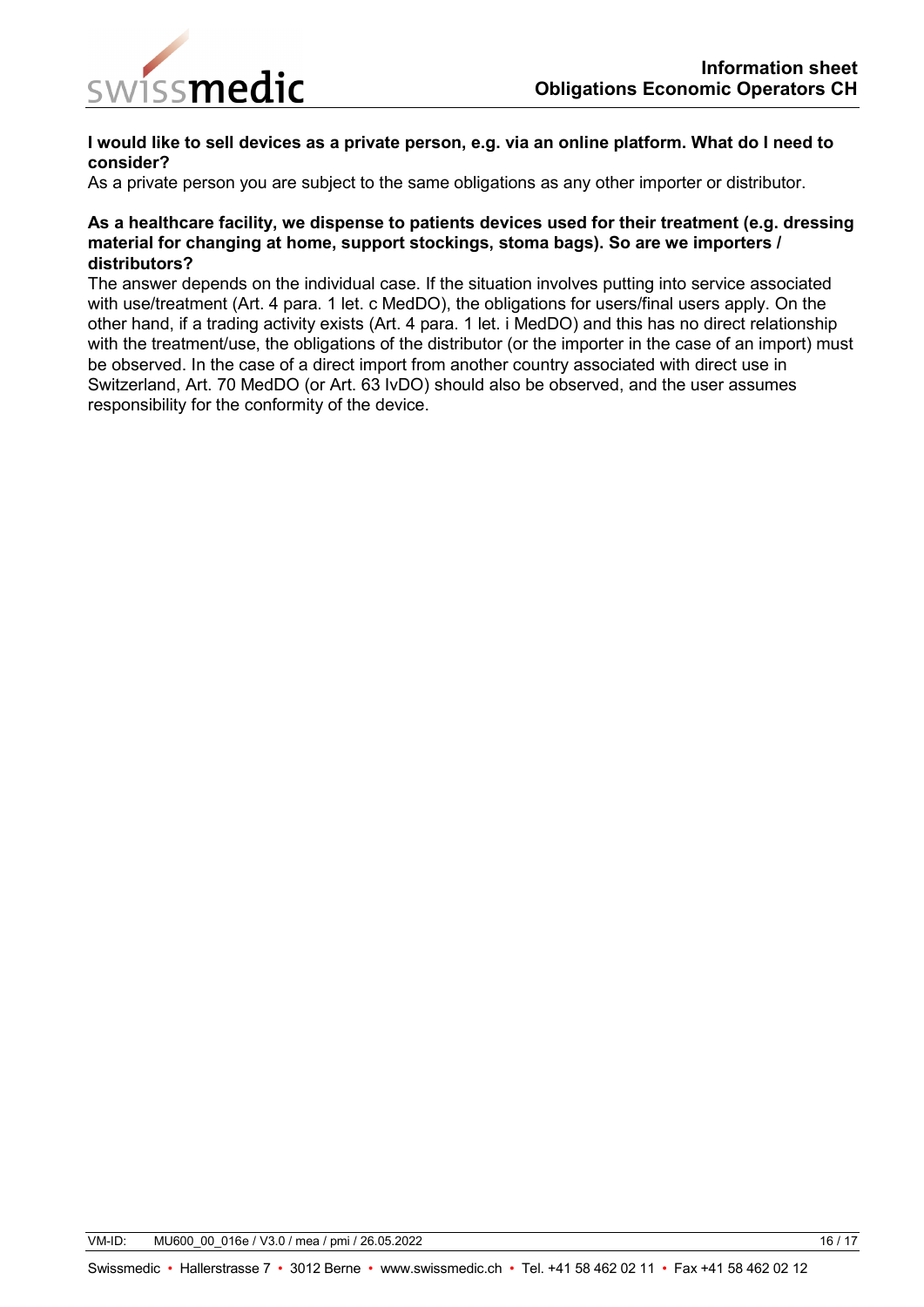**I would like to sell devices as a private person, e.g. via an online platform. What do I need to consider?**

As a private person you are subject to the same obligations as any other importer or distributor.

**As a healthcare facility, we dispense to patients devices used for their treatment (e.g. dressing material for changing at home, support stockings, stoma bags). So are we importers / distributors?**

The answer depends on the individual case. If the situation involves putting into service associated with use/treatment (Art. 4 para. 1 let. c MedDO), the obligations for users/final users apply. On the other hand, if a trading activity exists (Art. 4 para. 1 let. i MedDO) and this has no direct relationship with the treatment/use, the obligations of the distributor (or the importer in the case of an import) must be observed. In the case of a direct import from another country associated with direct use in Switzerland, Art. 70 MedDO (or Art. 63 IvDO) should also be observed, and the user assumes responsibility for the conformity of the device.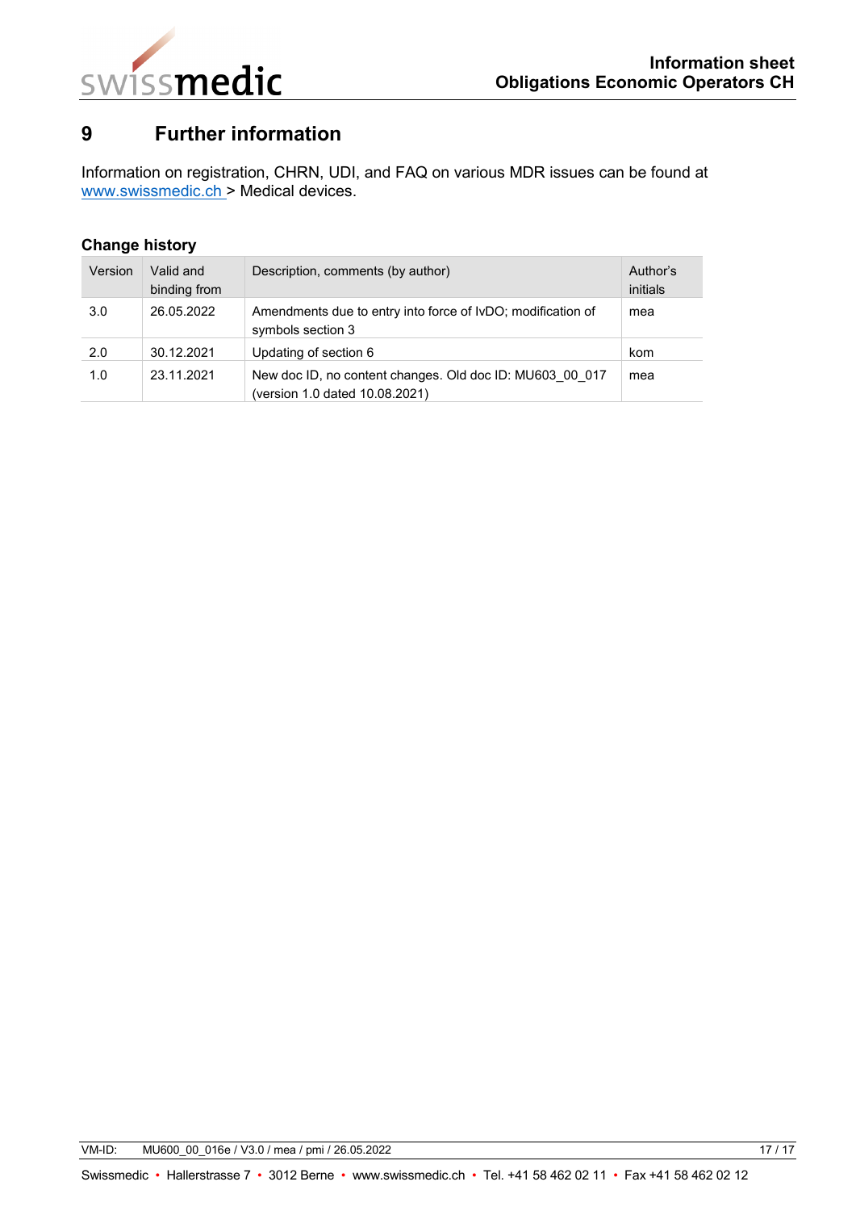# 9 Further information

Information on registration, CHRN, UDI, and FAQ on various MDR issues can be found at www.swissmedic.ch > Medical devices.

**Change history**

| Version | Valid and binding from | Description, comments (by author) | Author's initials |
|---|---|---|---|
| 3.0 | 26.05.2022 | Amendments due to entry into force of IvDO; modification of symbols section 3 | mea |
| 2.0 | 30.12.2021 | Updating of section 6 | kom |
| 1.0 | 23.11.2021 | New doc ID, no content changes. Old doc ID: MU603_00_017 (version 1.0 dated 10.08.2021) | mea |